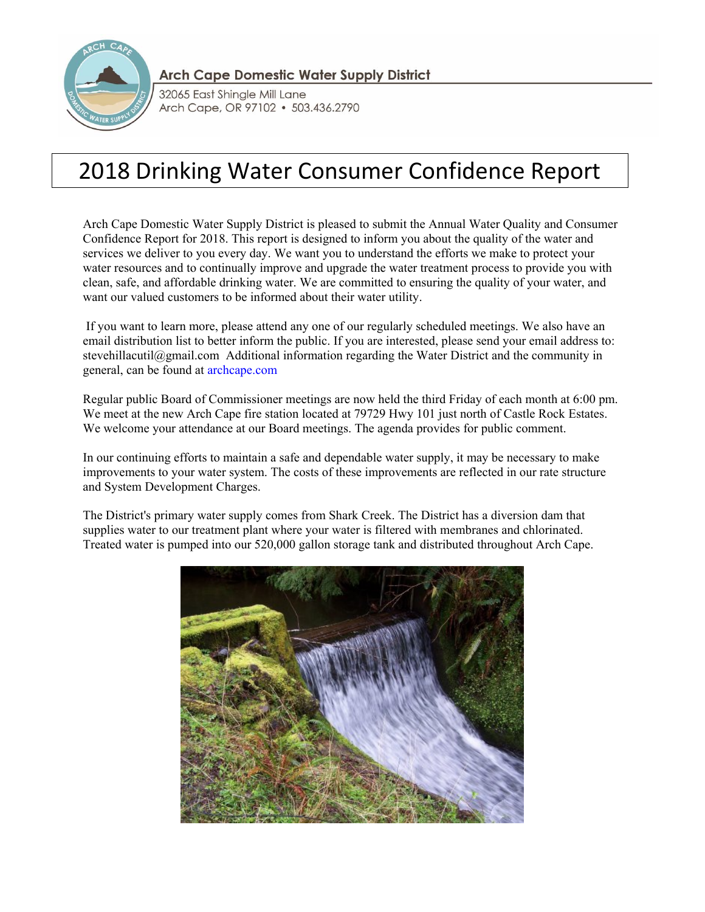**Arch Cape Domestic Water Supply District**

32065 East Shingle Mill Lane
Arch Cape, OR 97102 • 503.436.2790

# 2018 Drinking Water Consumer Confidence Report

Arch Cape Domestic Water Supply District is pleased to submit the Annual Water Quality and Consumer Confidence Report for 2018. This report is designed to inform you about the quality of the water and services we deliver to you every day. We want you to understand the efforts we make to protect your water resources and to continually improve and upgrade the water treatment process to provide you with clean, safe, and affordable drinking water. We are committed to ensuring the quality of your water, and want our valued customers to be informed about their water utility.

If you want to learn more, please attend any one of our regularly scheduled meetings. We also have an email distribution list to better inform the public. If you are interested, please send your email address to: stevehillacutil@gmail.com Additional information regarding the Water District and the community in general, can be found at archcape.com

Regular public Board of Commissioner meetings are now held the third Friday of each month at 6:00 pm. We meet at the new Arch Cape fire station located at 79729 Hwy 101 just north of Castle Rock Estates. We welcome your attendance at our Board meetings. The agenda provides for public comment.

In our continuing efforts to maintain a safe and dependable water supply, it may be necessary to make improvements to your water system. The costs of these improvements are reflected in our rate structure and System Development Charges.

The District's primary water supply comes from Shark Creek. The District has a diversion dam that supplies water to our treatment plant where your water is filtered with membranes and chlorinated. Treated water is pumped into our 520,000 gallon storage tank and distributed throughout Arch Cape.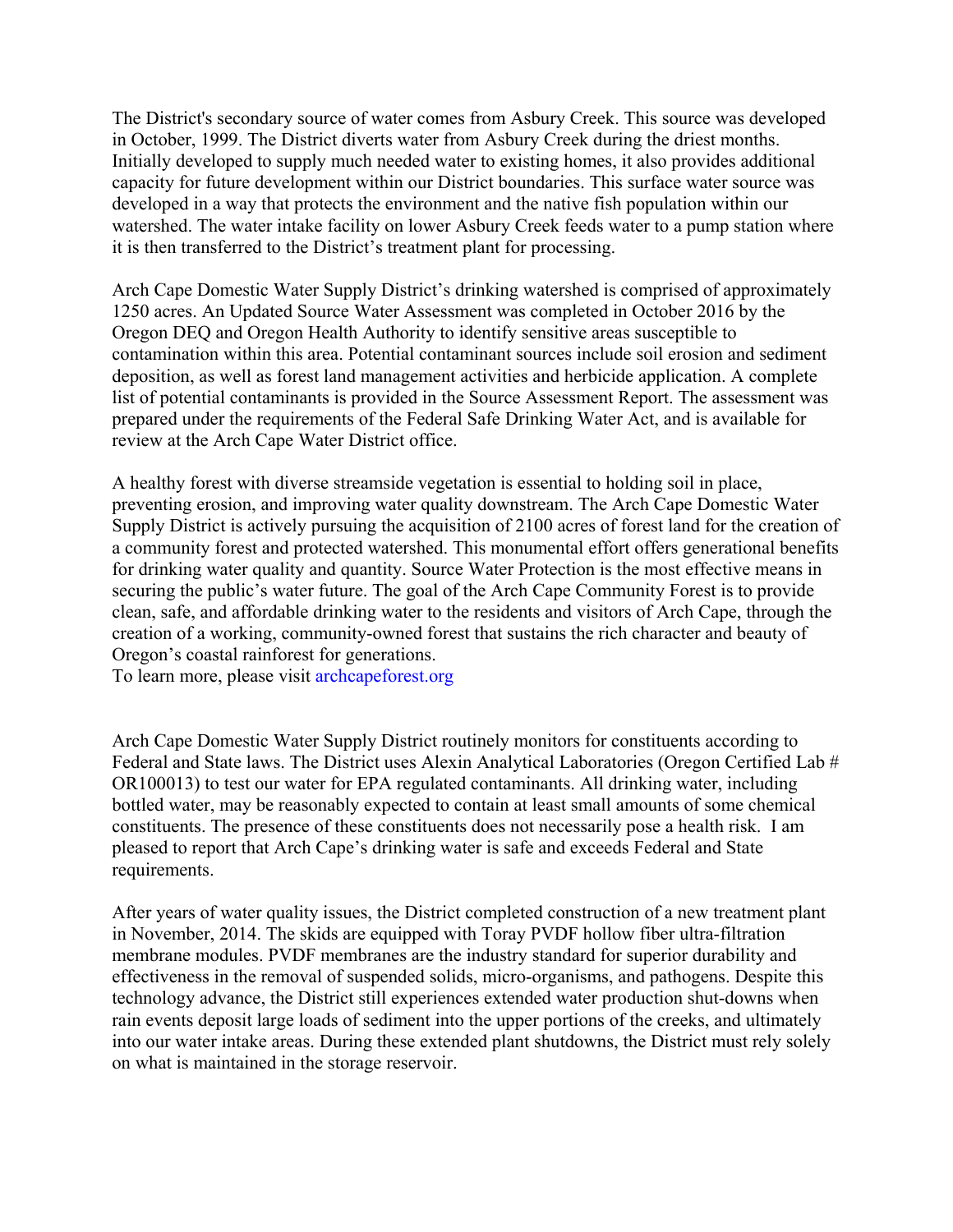The District's secondary source of water comes from Asbury Creek. This source was developed in October, 1999. The District diverts water from Asbury Creek during the driest months. Initially developed to supply much needed water to existing homes, it also provides additional capacity for future development within our District boundaries. This surface water source was developed in a way that protects the environment and the native fish population within our watershed. The water intake facility on lower Asbury Creek feeds water to a pump station where it is then transferred to the District's treatment plant for processing.

Arch Cape Domestic Water Supply District's drinking watershed is comprised of approximately 1250 acres. An Updated Source Water Assessment was completed in October 2016 by the Oregon DEQ and Oregon Health Authority to identify sensitive areas susceptible to contamination within this area. Potential contaminant sources include soil erosion and sediment deposition, as well as forest land management activities and herbicide application. A complete list of potential contaminants is provided in the Source Assessment Report. The assessment was prepared under the requirements of the Federal Safe Drinking Water Act, and is available for review at the Arch Cape Water District office.

A healthy forest with diverse streamside vegetation is essential to holding soil in place, preventing erosion, and improving water quality downstream. The Arch Cape Domestic Water Supply District is actively pursuing the acquisition of 2100 acres of forest land for the creation of a community forest and protected watershed. This monumental effort offers generational benefits for drinking water quality and quantity. Source Water Protection is the most effective means in securing the public's water future. The goal of the Arch Cape Community Forest is to provide clean, safe, and affordable drinking water to the residents and visitors of Arch Cape, through the creation of a working, community-owned forest that sustains the rich character and beauty of Oregon's coastal rainforest for generations.
To learn more, please visit archcapeforest.org

Arch Cape Domestic Water Supply District routinely monitors for constituents according to Federal and State laws. The District uses Alexin Analytical Laboratories (Oregon Certified Lab # OR100013) to test our water for EPA regulated contaminants. All drinking water, including bottled water, may be reasonably expected to contain at least small amounts of some chemical constituents. The presence of these constituents does not necessarily pose a health risk. I am pleased to report that Arch Cape's drinking water is safe and exceeds Federal and State requirements.

After years of water quality issues, the District completed construction of a new treatment plant in November, 2014. The skids are equipped with Toray PVDF hollow fiber ultra-filtration membrane modules. PVDF membranes are the industry standard for superior durability and effectiveness in the removal of suspended solids, micro-organisms, and pathogens. Despite this technology advance, the District still experiences extended water production shut-downs when rain events deposit large loads of sediment into the upper portions of the creeks, and ultimately into our water intake areas. During these extended plant shutdowns, the District must rely solely on what is maintained in the storage reservoir.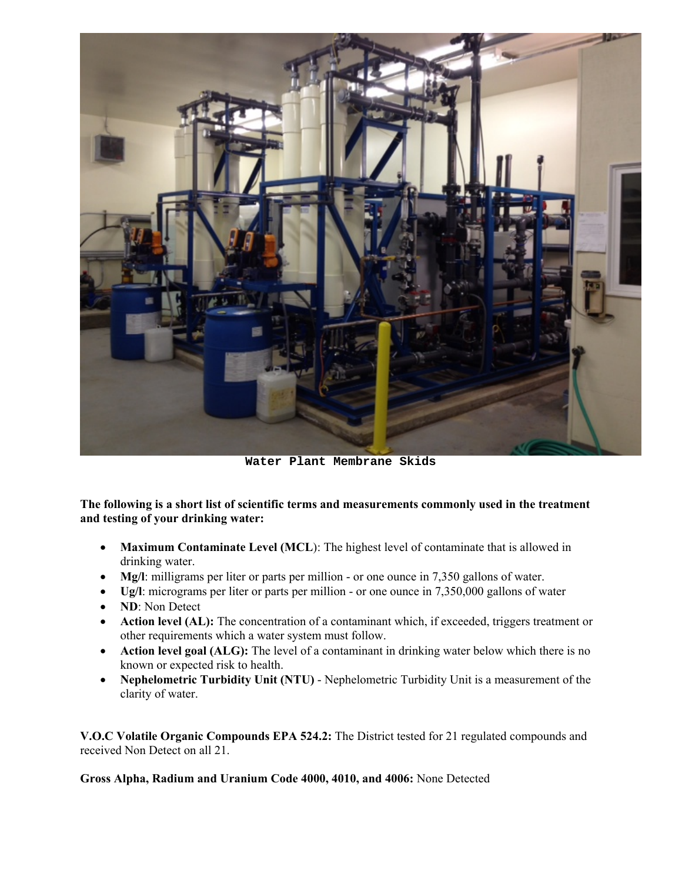Water Plant Membrane Skids

**The following is a short list of scientific terms and measurements commonly used in the treatment and testing of your drinking water:**

- **Maximum Contaminate Level (MCL**): The highest level of contaminate that is allowed in drinking water.
- **Mg/l**: milligrams per liter or parts per million - or one ounce in 7,350 gallons of water.
- **Ug/l**: micrograms per liter or parts per million - or one ounce in 7,350,000 gallons of water
- **ND**: Non Detect
- **Action level (AL):** The concentration of a contaminant which, if exceeded, triggers treatment or other requirements which a water system must follow.
- **Action level goal (ALG):** The level of a contaminant in drinking water below which there is no known or expected risk to health.
- **Nephelometric Turbidity Unit (NTU)** - Nephelometric Turbidity Unit is a measurement of the clarity of water.

**V.O.C Volatile Organic Compounds EPA 524.2:** The District tested for 21 regulated compounds and received Non Detect on all 21.

**Gross Alpha, Radium and Uranium Code 4000, 4010, and 4006:** None Detected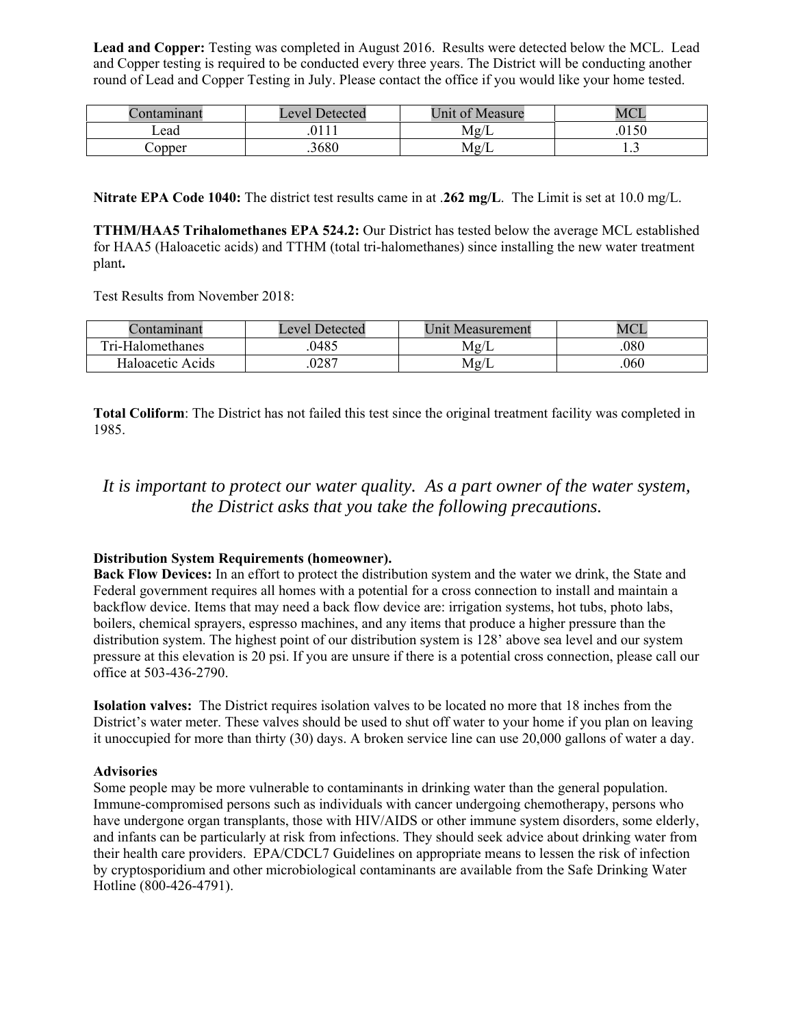**Lead and Copper:** Testing was completed in August 2016. Results were detected below the MCL. Lead and Copper testing is required to be conducted every three years. The District will be conducting another round of Lead and Copper Testing in July. Please contact the office if you would like your home tested.

| Contaminant | Level Detected | Unit of Measure | MCL |
|---|---|---|---|
| Lead | .0111 | Mg/L | .0150 |
| Copper | .3680 | Mg/L | 1.3 |

**Nitrate EPA Code 1040:** The district test results came in at .**262 mg/L**. The Limit is set at 10.0 mg/L.

**TTHM/HAA5 Trihalomethanes EPA 524.2:** Our District has tested below the average MCL established for HAA5 (Haloacetic acids) and TTHM (total tri-halomethanes) since installing the new water treatment plant**.**

Test Results from November 2018:

| Contaminant | Level Detected | Unit Measurement | MCL |
|---|---|---|---|
| Tri-Halomethanes | .0485 | Mg/L | .080 |
| Haloacetic Acids | .0287 | Mg/L | .060 |

**Total Coliform**: The District has not failed this test since the original treatment facility was completed in 1985.

*It is important to protect our water quality. As a part owner of the water system, the District asks that you take the following precautions.*

**Distribution System Requirements (homeowner).**

**Back Flow Devices:** In an effort to protect the distribution system and the water we drink, the State and Federal government requires all homes with a potential for a cross connection to install and maintain a backflow device. Items that may need a back flow device are: irrigation systems, hot tubs, photo labs, boilers, chemical sprayers, espresso machines, and any items that produce a higher pressure than the distribution system. The highest point of our distribution system is 128' above sea level and our system pressure at this elevation is 20 psi. If you are unsure if there is a potential cross connection, please call our office at 503-436-2790.

**Isolation valves:** The District requires isolation valves to be located no more that 18 inches from the District's water meter. These valves should be used to shut off water to your home if you plan on leaving it unoccupied for more than thirty (30) days. A broken service line can use 20,000 gallons of water a day.

**Advisories**

Some people may be more vulnerable to contaminants in drinking water than the general population. Immune-compromised persons such as individuals with cancer undergoing chemotherapy, persons who have undergone organ transplants, those with HIV/AIDS or other immune system disorders, some elderly, and infants can be particularly at risk from infections. They should seek advice about drinking water from their health care providers. EPA/CDCL7 Guidelines on appropriate means to lessen the risk of infection by cryptosporidium and other microbiological contaminants are available from the Safe Drinking Water Hotline (800-426-4791).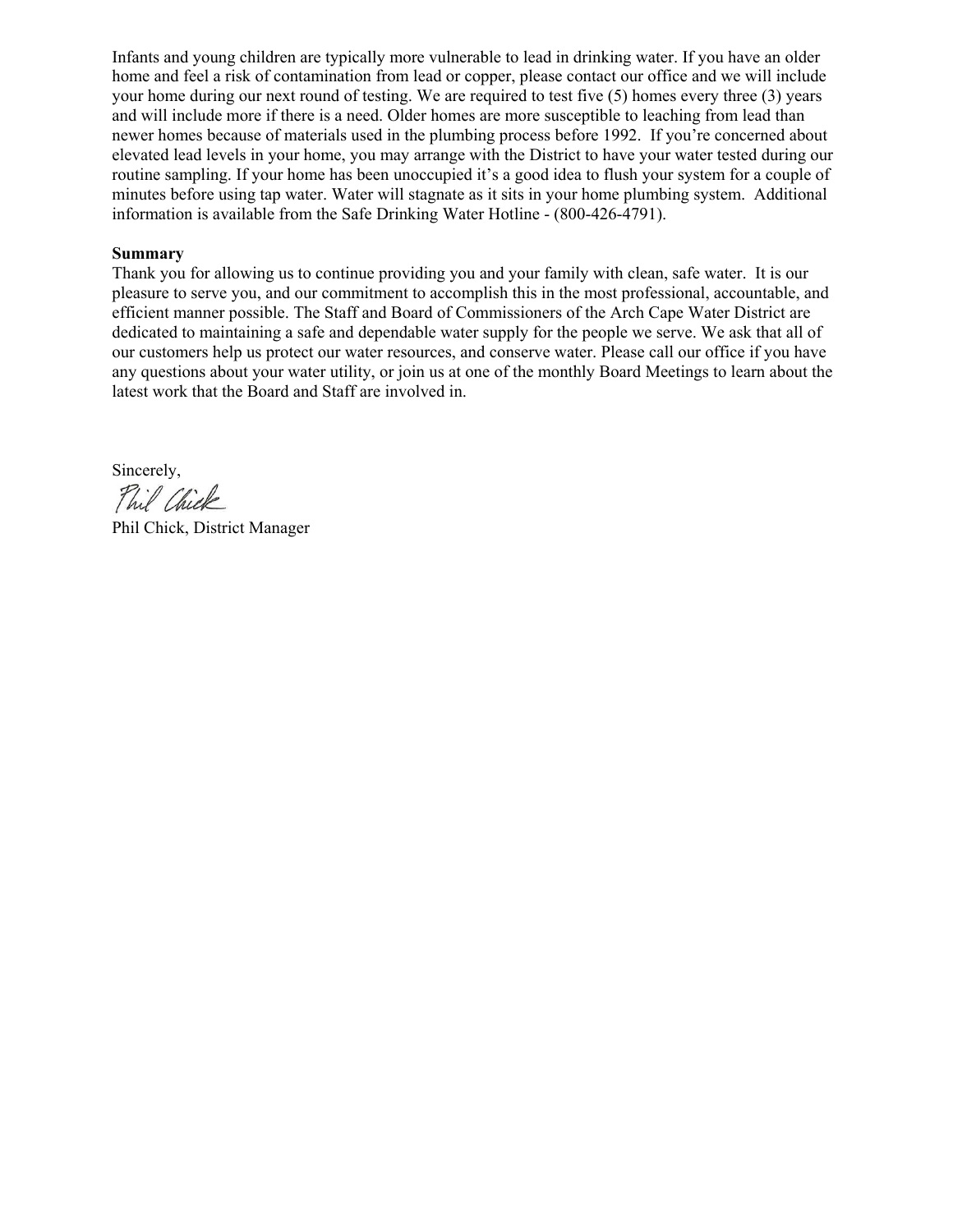Infants and young children are typically more vulnerable to lead in drinking water. If you have an older home and feel a risk of contamination from lead or copper, please contact our office and we will include your home during our next round of testing. We are required to test five (5) homes every three (3) years and will include more if there is a need. Older homes are more susceptible to leaching from lead than newer homes because of materials used in the plumbing process before 1992. If you're concerned about elevated lead levels in your home, you may arrange with the District to have your water tested during our routine sampling. If your home has been unoccupied it's a good idea to flush your system for a couple of minutes before using tap water. Water will stagnate as it sits in your home plumbing system. Additional information is available from the Safe Drinking Water Hotline - (800-426-4791).

**Summary**

Thank you for allowing us to continue providing you and your family with clean, safe water. It is our pleasure to serve you, and our commitment to accomplish this in the most professional, accountable, and efficient manner possible. The Staff and Board of Commissioners of the Arch Cape Water District are dedicated to maintaining a safe and dependable water supply for the people we serve. We ask that all of our customers help us protect our water resources, and conserve water. Please call our office if you have any questions about your water utility, or join us at one of the monthly Board Meetings to learn about the latest work that the Board and Staff are involved in.

Sincerely,

Phil Chick

Phil Chick, District Manager